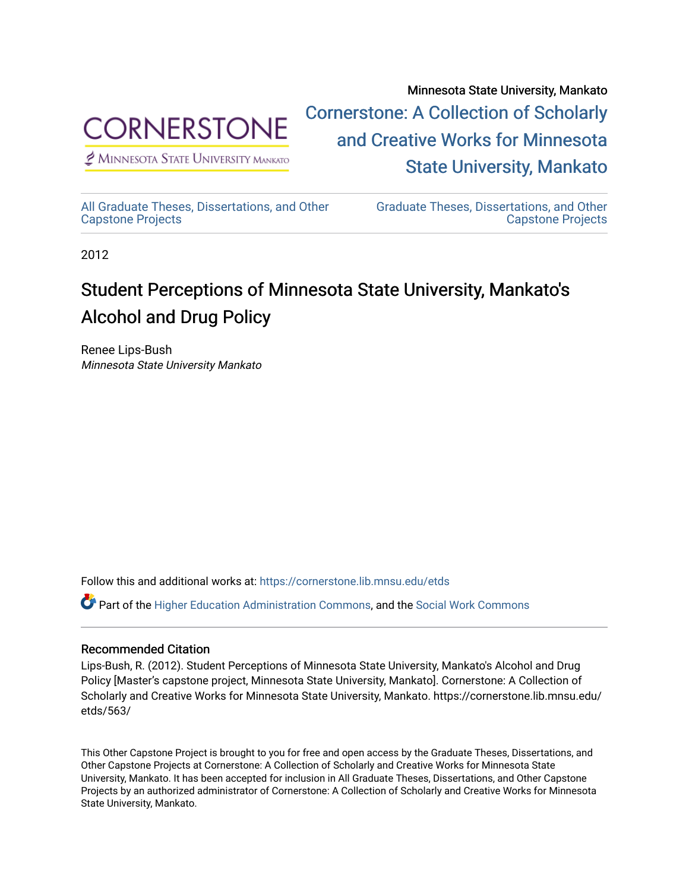Minnesota State University, Mankato

[Cornerstone: A Collection of Scholarly and Creative Works for Minnesota State University, Mankato](https://cornerstone.lib.mnsu.edu/)

All Graduate Theses, Dissertations, and Other Capstone Projects

Graduate Theses, Dissertations, and Other Capstone Projects

2012

# Student Perceptions of Minnesota State University, Mankato's Alcohol and Drug Policy

Renee Lips-Bush
*Minnesota State University Mankato*

Follow this and additional works at: https://cornerstone.lib.mnsu.edu/etds

Part of the Higher Education Administration Commons, and the Social Work Commons

## Recommended Citation

Lips-Bush, R. (2012). Student Perceptions of Minnesota State University, Mankato's Alcohol and Drug Policy [Master's capstone project, Minnesota State University, Mankato]. Cornerstone: A Collection of Scholarly and Creative Works for Minnesota State University, Mankato. https://cornerstone.lib.mnsu.edu/etds/563/

This Other Capstone Project is brought to you for free and open access by the Graduate Theses, Dissertations, and Other Capstone Projects at Cornerstone: A Collection of Scholarly and Creative Works for Minnesota State University, Mankato. It has been accepted for inclusion in All Graduate Theses, Dissertations, and Other Capstone Projects by an authorized administrator of Cornerstone: A Collection of Scholarly and Creative Works for Minnesota State University, Mankato.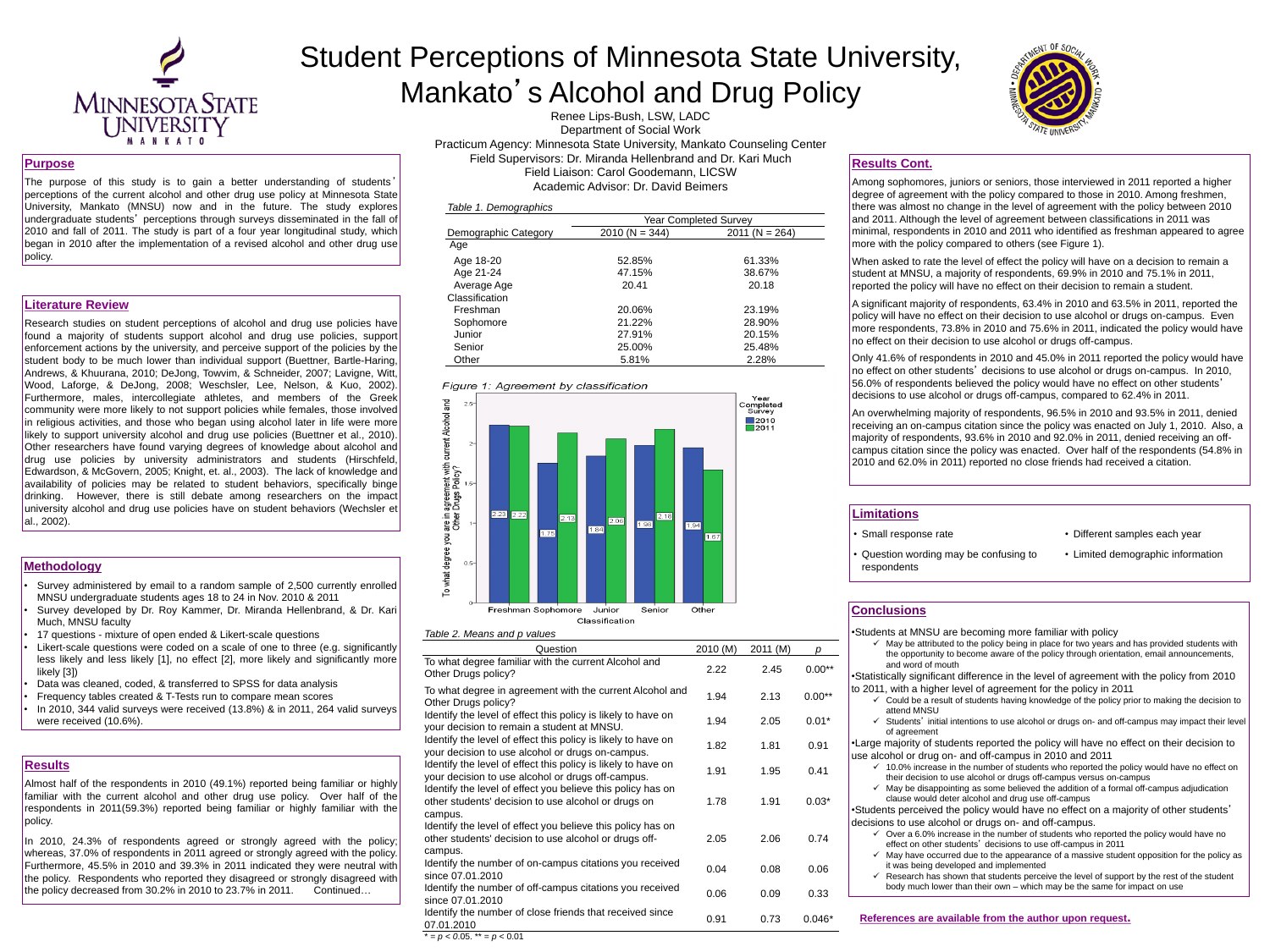# Student Perceptions of Minnesota State University, Mankato's Alcohol and Drug Policy

Renee Lips-Bush, LSW, LADC
Department of Social Work
Practicum Agency: Minnesota State University, Mankato Counseling Center
Field Supervisors: Dr. Miranda Hellenbrand and Dr. Kari Much
Field Liaison: Carol Goodemann, LICSW
Academic Advisor: Dr. David Beimers

## Purpose

The purpose of this study is to gain a better understanding of students' perceptions of the current alcohol and other drug use policy at Minnesota State University, Mankato (MNSU) now and in the future. The study explores undergraduate students' perceptions through surveys disseminated in the fall of 2010 and fall of 2011. The study is part of a four year longitudinal study, which began in 2010 after the implementation of a revised alcohol and other drug use policy.

## Literature Review

Research studies on student perceptions of alcohol and drug use policies have found a majority of students support alcohol and drug use policies, support enforcement actions by the university, and perceive support of the policies by the student body to be much lower than individual support (Buettner, Bartle-Haring, Andrews, & Khuurana, 2010; DeJong, Towvim, & Schneider, 2007; Lavigne, Witt, Wood, Laforge, & DeJong, 2008; Weschsler, Lee, Nelson, & Kuo, 2002). Furthermore, males, intercollegiate athletes, and members of the Greek community were more likely to not support policies while females, those involved in religious activities, and those who began using alcohol later in life were more likely to support university alcohol and drug use policies (Buettner et al., 2010). Other researchers have found varying degrees of knowledge about alcohol and drug use policies by university administrators and students (Hirschfeld, Edwardson, & McGovern, 2005; Knight, et. al., 2003). The lack of knowledge and availability of policies may be related to student behaviors, specifically binge drinking. However, there is still debate among researchers on the impact university alcohol and drug use policies have on student behaviors (Wechsler et al., 2002).

## Methodology

- Survey administered by email to a random sample of 2,500 currently enrolled MNSU undergraduate students ages 18 to 24 in Nov. 2010 & 2011
- Survey developed by Dr. Roy Kammer, Dr. Miranda Hellenbrand, & Dr. Kari Much, MNSU faculty
- 17 questions - mixture of open ended & Likert-scale questions
- Likert-scale questions were coded on a scale of one to three (e.g. significantly less likely and less likely [1], no effect [2], more likely and significantly more likely [3])
- Data was cleaned, coded, & transferred to SPSS for data analysis
- Frequency tables created & T-Tests run to compare mean scores
- In 2010, 344 valid surveys were received (13.8%) & in 2011, 264 valid surveys were received (10.6%).

## Results

Almost half of the respondents in 2010 (49.1%) reported being familiar or highly familiar with the current alcohol and other drug use policy. Over half of the respondents in 2011(59.3%) reported being familiar or highly familiar with the policy.

In 2010, 24.3% of respondents agreed or strongly agreed with the policy; whereas, 37.0% of respondents in 2011 agreed or strongly agreed with the policy. Furthermore, 45.5% in 2010 and 39.3% in 2011 indicated they were neutral with the policy. Respondents who reported they disagreed or strongly disagreed with the policy decreased from 30.2% in 2010 to 23.7% in 2011. Continued…

*Table 1. Demographics*

| Demographic Category | Year Completed Survey 2010 (N = 344) | 2011 (N = 264) |
|---|---|---|
| Age | | |
| Age 18-20 | 52.85% | 61.33% |
| Age 21-24 | 47.15% | 38.67% |
| Average Age | 20.41 | 20.18 |
| Classification | | |
| Freshman | 20.06% | 23.19% |
| Sophomore | 21.22% | 28.90% |
| Junior | 27.91% | 20.15% |
| Senior | 25.00% | 25.48% |
| Other | 5.81% | 2.28% |

*Figure 1: Agreement by classification*

To what degree you are in agreement with current Alcohol and Other Drugs Policy?

Year Completed Survey: 2010, 2011

Freshman: 2.23, 2.22
Sophomore: 1.75, 2.13
Junior: 1.84, 2.06
Senior: 1.98, 2.18
Other: 1.94, 1.67

Classification

*Table 2. Means and p values*

| Question | 2010 (M) | 2011 (M) | p |
|---|---|---|---|
| To what degree familiar with the current Alcohol and Other Drugs policy? | 2.22 | 2.45 | 0.00** |
| To what degree in agreement with the current Alcohol and Other Drugs policy? | 1.94 | 2.13 | 0.00** |
| Identify the level of effect this policy is likely to have on your decision to remain a student at MNSU. | 1.94 | 2.05 | 0.01* |
| Identify the level of effect this policy is likely to have on your decision to use alcohol or drugs on-campus. | 1.82 | 1.81 | 0.91 |
| Identify the level of effect this policy is likely to have on your decision to use alcohol or drugs off-campus. | 1.91 | 1.95 | 0.41 |
| Identify the level of effect you believe this policy has on other students' decision to use alcohol or drugs on campus. | 1.78 | 1.91 | 0.03* |
| Identify the level of effect you believe this policy has on other students' decision to use alcohol or drugs off-campus. | 2.05 | 2.06 | 0.74 |
| Identify the number of on-campus citations you received since 07.01.2010 | 0.04 | 0.08 | 0.06 |
| Identify the number of off-campus citations you received since 07.01.2010 | 0.06 | 0.09 | 0.33 |
| Identify the number of close friends that received since 07.01.2010 | 0.91 | 0.73 | 0.046* |

\* = $p < 0.05$. \*\* = $p < 0.01$

## Results Cont.

Among sophomores, juniors or seniors, those interviewed in 2011 reported a higher degree of agreement with the policy compared to those in 2010. Among freshmen, there was almost no change in the level of agreement with the policy between 2010 and 2011. Although the level of agreement between classifications in 2011 was minimal, respondents in 2010 and 2011 who identified as freshman appeared to agree more with the policy compared to others (see Figure 1).

When asked to rate the level of effect the policy will have on a decision to remain a student at MNSU, a majority of respondents, 69.9% in 2010 and 75.1% in 2011, reported the policy will have no effect on their decision to remain a student.

A significant majority of respondents, 63.4% in 2010 and 63.5% in 2011, reported the policy will have no effect on their decision to use alcohol or drugs on-campus. Even more respondents, 73.8% in 2010 and 75.6% in 2011, indicated the policy will have no effect on their decision to use alcohol or drugs off-campus.

Only 41.6% of respondents in 2010 and 45.0% in 2011 reported the policy would have no effect on other students' decisions to use alcohol or drugs on-campus. In 2010, 56.0% of respondents believed the policy would have no effect on other students' decisions to use alcohol or drugs off-campus, compared to 62.4% in 2011.

An overwhelming majority of respondents, 96.5% in 2010 and 93.5% in 2011, denied receiving an on-campus citation since the policy was enacted on July 1, 2010. Also, a majority of respondents, 93.6% in 2010 and 92.0% in 2011, denied receiving an off-campus citation since the policy was enacted. Over half of the respondents (54.8% in 2010 and 62.0% in 2011) reported no close friends had received a citation.

## Limitations

- Small response rate
- Question wording may be confusing to respondents
- Different samples each year
- Limited demographic information

## Conclusions

- Students at MNSU are becoming more familiar with policy
  - ✓ May be attributed to the policy being in place for two years and has provided students with the opportunity to become aware of the policy through orientation, email announcements, and word of mouth
- Statistically significant difference in the level of agreement with the policy from 2010 to 2011, with a higher level of agreement for the policy in 2011
  - ✓ Could be a result of students having knowledge of the policy prior to making the decision to attend MNSU
  - ✓ Students' initial intentions to use alcohol or drugs on- and off-campus may impact their level of agreement
- Large majority of students reported the policy will have no effect on their decision to use alcohol or drug on- and off-campus in 2010 and 2011
  - ✓ 10.0% increase in the number of students who reported the policy would have no effect on their decision to use alcohol or drugs off-campus versus on-campus
  - ✓ May be disappointing as some believed the addition of a formal off-campus adjudication clause would deter alcohol and drug use off-campus
- Students perceived the policy would have no effect on a majority of other students' decisions to use alcohol or drugs on- and off-campus.
  - ✓ Over a 6.0% increase in the number of students who reported the policy would have no effect on other students' decisions to use off-campus in 2011
  - ✓ May have occurred due to the appearance of a massive student opposition for the policy as it was being developed and implemented
  - ✓ Research has shown that students perceive the level of support by the rest of the student body much lower than their own – which may be the same for impact on use

**References are available from the author upon request.**